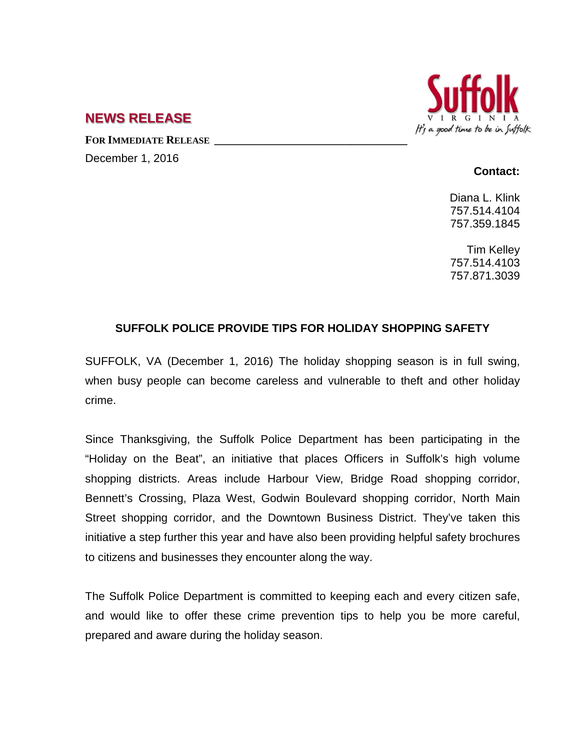## NEWS RELEASE

**FOR IMMEDIATE RELEASE**

December 1, 2016

**Contact:**

Diana L. Klink
757.514.4104
757.359.1845

Tim Kelley
757.514.4103
757.871.3039

### SUFFOLK POLICE PROVIDE TIPS FOR HOLIDAY SHOPPING SAFETY

SUFFOLK, VA (December 1, 2016) The holiday shopping season is in full swing, when busy people can become careless and vulnerable to theft and other holiday crime.

Since Thanksgiving, the Suffolk Police Department has been participating in the "Holiday on the Beat", an initiative that places Officers in Suffolk's high volume shopping districts. Areas include Harbour View, Bridge Road shopping corridor, Bennett's Crossing, Plaza West, Godwin Boulevard shopping corridor, North Main Street shopping corridor, and the Downtown Business District. They've taken this initiative a step further this year and have also been providing helpful safety brochures to citizens and businesses they encounter along the way.

The Suffolk Police Department is committed to keeping each and every citizen safe, and would like to offer these crime prevention tips to help you be more careful, prepared and aware during the holiday season.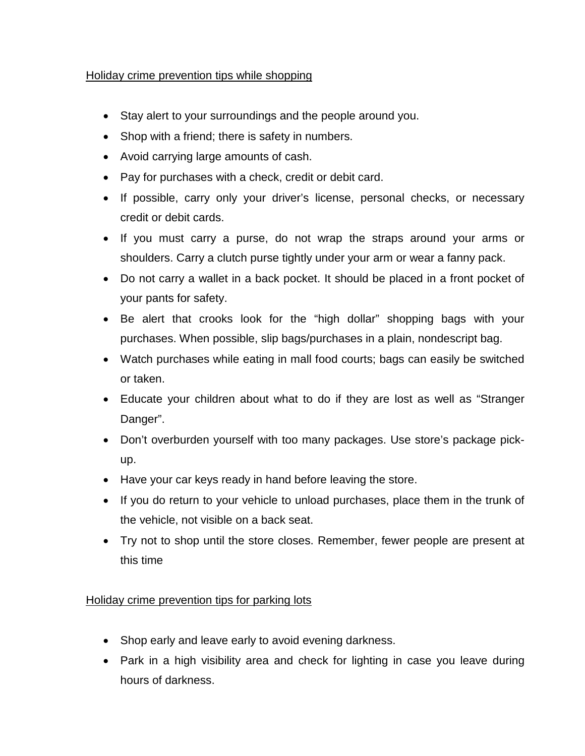<u>Holiday crime prevention tips while shopping</u>

- Stay alert to your surroundings and the people around you.
- Shop with a friend; there is safety in numbers.
- Avoid carrying large amounts of cash.
- Pay for purchases with a check, credit or debit card.
- If possible, carry only your driver's license, personal checks, or necessary credit or debit cards.
- If you must carry a purse, do not wrap the straps around your arms or shoulders. Carry a clutch purse tightly under your arm or wear a fanny pack.
- Do not carry a wallet in a back pocket. It should be placed in a front pocket of your pants for safety.
- Be alert that crooks look for the "high dollar" shopping bags with your purchases. When possible, slip bags/purchases in a plain, nondescript bag.
- Watch purchases while eating in mall food courts; bags can easily be switched or taken.
- Educate your children about what to do if they are lost as well as "Stranger Danger".
- Don't overburden yourself with too many packages. Use store's package pick-up.
- Have your car keys ready in hand before leaving the store.
- If you do return to your vehicle to unload purchases, place them in the trunk of the vehicle, not visible on a back seat.
- Try not to shop until the store closes. Remember, fewer people are present at this time

<u>Holiday crime prevention tips for parking lots</u>

- Shop early and leave early to avoid evening darkness.
- Park in a high visibility area and check for lighting in case you leave during hours of darkness.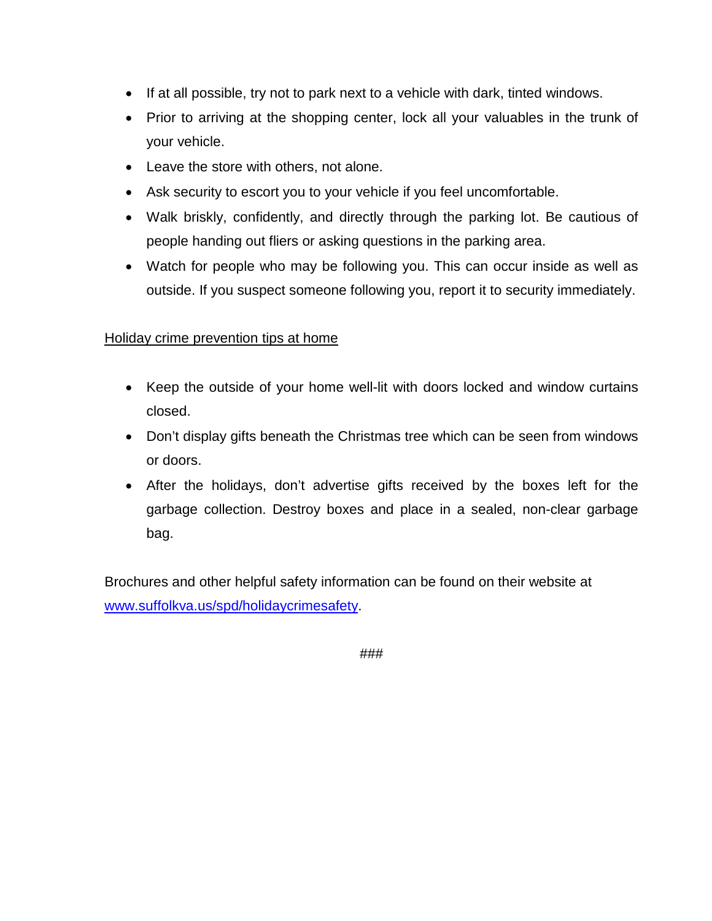- If at all possible, try not to park next to a vehicle with dark, tinted windows.
- Prior to arriving at the shopping center, lock all your valuables in the trunk of your vehicle.
- Leave the store with others, not alone.
- Ask security to escort you to your vehicle if you feel uncomfortable.
- Walk briskly, confidently, and directly through the parking lot. Be cautious of people handing out fliers or asking questions in the parking area.
- Watch for people who may be following you. This can occur inside as well as outside. If you suspect someone following you, report it to security immediately.

<u>Holiday crime prevention tips at home</u>

- Keep the outside of your home well-lit with doors locked and window curtains closed.
- Don't display gifts beneath the Christmas tree which can be seen from windows or doors.
- After the holidays, don't advertise gifts received by the boxes left for the garbage collection. Destroy boxes and place in a sealed, non-clear garbage bag.

Brochures and other helpful safety information can be found on their website at [www.suffolkva.us/spd/holidaycrimesafety](http://www.suffolkva.us/spd/holidaycrimesafety).

###